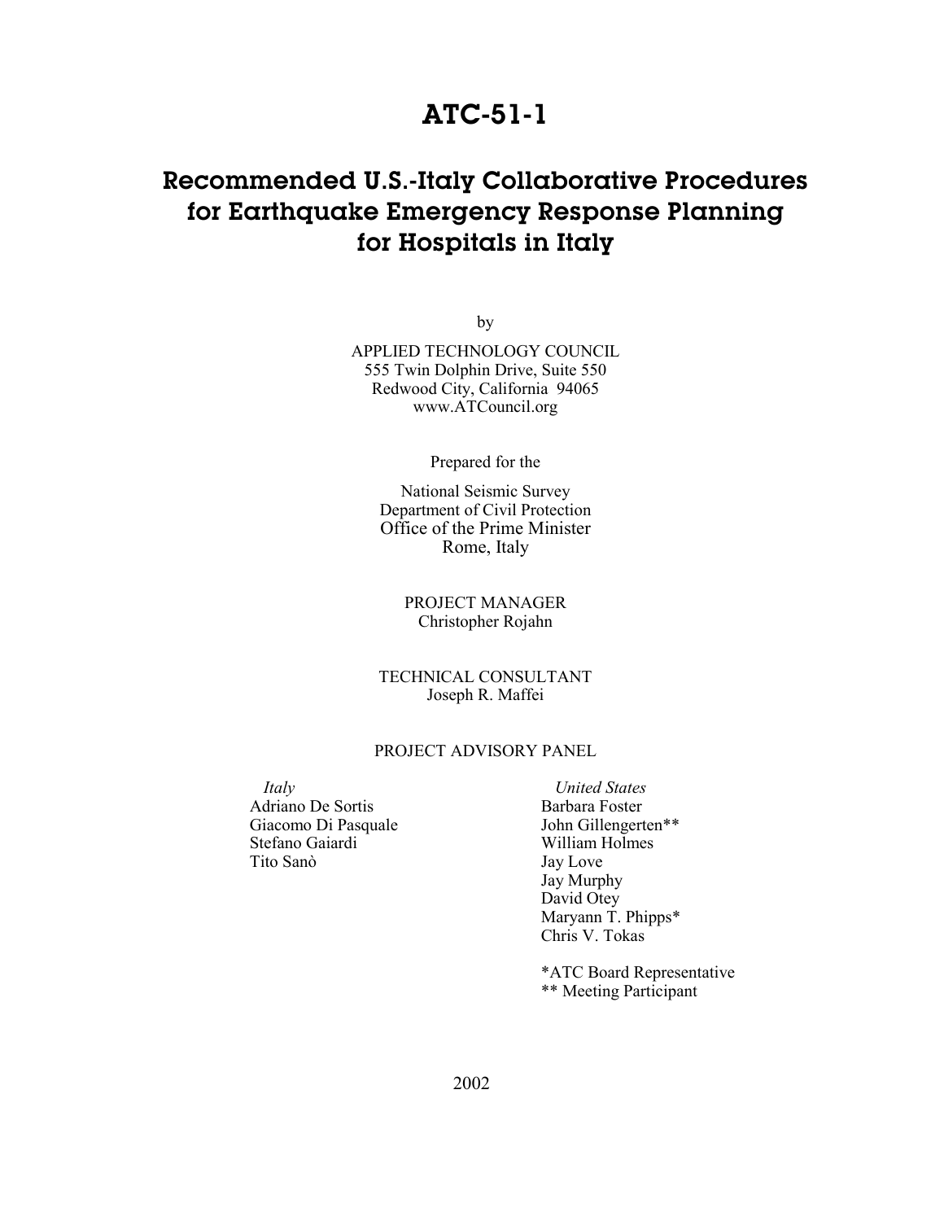# ATC-51-1

## Recommended U.S.-Italy Collaborative Procedures for Earthquake Emergency Response Planning for Hospitals in Italy

by

APPLIED TECHNOLOGY COUNCIL
555 Twin Dolphin Drive, Suite 550
Redwood City, California 94065
www.ATCouncil.org

Prepared for the

National Seismic Survey
Department of Civil Protection
Office of the Prime Minister
Rome, Italy

PROJECT MANAGER
Christopher Rojahn

TECHNICAL CONSULTANT
Joseph R. Maffei

PROJECT ADVISORY PANEL

*Italy*
Adriano De Sortis
Giacomo Di Pasquale
Stefano Gaiardi
Tito Sanò

*United States*
Barbara Foster
John Gillengerten**
William Holmes
Jay Love
Jay Murphy
David Otey
Maryann T. Phipps*
Chris V. Tokas

*ATC Board Representative
** Meeting Participant

2002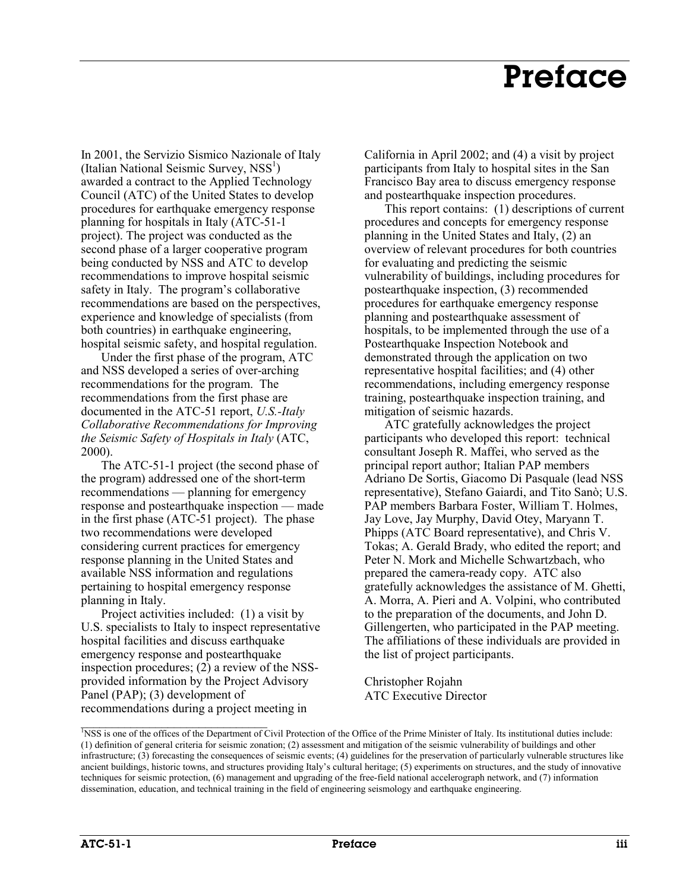# Preface

In 2001, the Servizio Sismico Nazionale of Italy (Italian National Seismic Survey, NSS[1]) awarded a contract to the Applied Technology Council (ATC) of the United States to develop procedures for earthquake emergency response planning for hospitals in Italy (ATC-51-1 project). The project was conducted as the second phase of a larger cooperative program being conducted by NSS and ATC to develop recommendations to improve hospital seismic safety in Italy. The program's collaborative recommendations are based on the perspectives, experience and knowledge of specialists (from both countries) in earthquake engineering, hospital seismic safety, and hospital regulation.

Under the first phase of the program, ATC and NSS developed a series of over-arching recommendations for the program. The recommendations from the first phase are documented in the ATC-51 report, *U.S.-Italy Collaborative Recommendations for Improving the Seismic Safety of Hospitals in Italy* (ATC, 2000).

The ATC-51-1 project (the second phase of the program) addressed one of the short-term recommendations — planning for emergency response and postearthquake inspection — made in the first phase (ATC-51 project). The phase two recommendations were developed considering current practices for emergency response planning in the United States and available NSS information and regulations pertaining to hospital emergency response planning in Italy.

Project activities included: (1) a visit by U.S. specialists to Italy to inspect representative hospital facilities and discuss earthquake emergency response and postearthquake inspection procedures; (2) a review of the NSS-provided information by the Project Advisory Panel (PAP); (3) development of recommendations during a project meeting in California in April 2002; and (4) a visit by project participants from Italy to hospital sites in the San Francisco Bay area to discuss emergency response and postearthquake inspection procedures.

This report contains: (1) descriptions of current procedures and concepts for emergency response planning in the United States and Italy, (2) an overview of relevant procedures for both countries for evaluating and predicting the seismic vulnerability of buildings, including procedures for postearthquake inspection, (3) recommended procedures for earthquake emergency response planning and postearthquake assessment of hospitals, to be implemented through the use of a Postearthquake Inspection Notebook and demonstrated through the application on two representative hospital facilities; and (4) other recommendations, including emergency response training, postearthquake inspection training, and mitigation of seismic hazards.

ATC gratefully acknowledges the project participants who developed this report: technical consultant Joseph R. Maffei, who served as the principal report author; Italian PAP members Adriano De Sortis, Giacomo Di Pasquale (lead NSS representative), Stefano Gaiardi, and Tito Sanò; U.S. PAP members Barbara Foster, William T. Holmes, Jay Love, Jay Murphy, David Otey, Maryann T. Phipps (ATC Board representative), and Chris V. Tokas; A. Gerald Brady, who edited the report; and Peter N. Mork and Michelle Schwartzbach, who prepared the camera-ready copy. ATC also gratefully acknowledges the assistance of M. Ghetti, A. Morra, A. Pieri and A. Volpini, who contributed to the preparation of the documents, and John D. Gillengerten, who participated in the PAP meeting. The affiliations of these individuals are provided in the list of project participants.

Christopher Rojahn
ATC Executive Director

---

[1]NSS is one of the offices of the Department of Civil Protection of the Office of the Prime Minister of Italy. Its institutional duties include: (1) definition of general criteria for seismic zonation; (2) assessment and mitigation of the seismic vulnerability of buildings and other infrastructure; (3) forecasting the consequences of seismic events; (4) guidelines for the preservation of particularly vulnerable structures like ancient buildings, historic towns, and structures providing Italy's cultural heritage; (5) experiments on structures, and the study of innovative techniques for seismic protection, (6) management and upgrading of the free-field national accelerograph network, and (7) information dissemination, education, and technical training in the field of engineering seismology and earthquake engineering.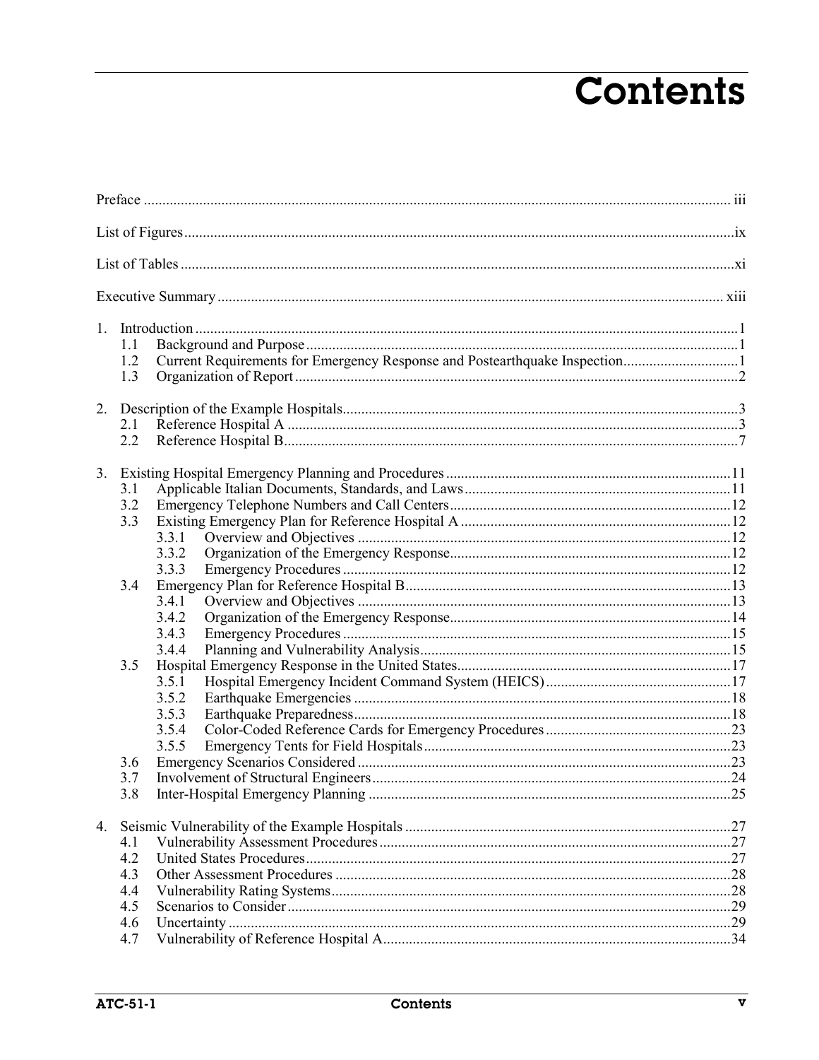# Contents

Preface ..................................................................................................................................................... iii

List of Figures ............................................................................................................................................ix

List of Tables ..............................................................................................................................................xi

Executive Summary ................................................................................................................................. xiii

1. Introduction .........................................................................................................................................1
   - 1.1 Background and Purpose ...........................................................................................................1
   - 1.2 Current Requirements for Emergency Response and Postearthquake Inspection ..............................1
   - 1.3 Organization of Report ...............................................................................................................2

2. Description of the Example Hospitals ...................................................................................................3
   - 2.1 Reference Hospital A .................................................................................................................3
   - 2.2 Reference Hospital B ..................................................................................................................7

3. Existing Hospital Emergency Planning and Procedures .......................................................................11
   - 3.1 Applicable Italian Documents, Standards, and Laws .................................................................11
   - 3.2 Emergency Telephone Numbers and Call Centers .....................................................................12
   - 3.3 Existing Emergency Plan for Reference Hospital A ..................................................................12
     - 3.3.1 Overview and Objectives ...............................................................................................12
     - 3.3.2 Organization of the Emergency Response ......................................................................12
     - 3.3.3 Emergency Procedures ..................................................................................................12
   - 3.4 Emergency Plan for Reference Hospital B ................................................................................13
     - 3.4.1 Overview and Objectives ...............................................................................................13
     - 3.4.2 Organization of the Emergency Response ......................................................................14
     - 3.4.3 Emergency Procedures ..................................................................................................15
     - 3.4.4 Planning and Vulnerability Analysis ..............................................................................15
   - 3.5 Hospital Emergency Response in the United States ..................................................................17
     - 3.5.1 Hospital Emergency Incident Command System (HEICS) .............................................17
     - 3.5.2 Earthquake Emergencies ...............................................................................................18
     - 3.5.3 Earthquake Preparedness ...............................................................................................18
     - 3.5.4 Color-Coded Reference Cards for Emergency Procedures ..............................................23
     - 3.5.5 Emergency Tents for Field Hospitals .............................................................................23
   - 3.6 Emergency Scenarios Considered .............................................................................................23
   - 3.7 Involvement of Structural Engineers .........................................................................................24
   - 3.8 Inter-Hospital Emergency Planning ..........................................................................................25

4. Seismic Vulnerability of the Example Hospitals .................................................................................27
   - 4.1 Vulnerability Assessment Procedures .......................................................................................27
   - 4.2 United States Procedures ..........................................................................................................27
   - 4.3 Other Assessment Procedures ...................................................................................................28
   - 4.4 Vulnerability Rating Systems ....................................................................................................28
   - 4.5 Scenarios to Consider ...............................................................................................................29
   - 4.6 Uncertainty ..............................................................................................................................29
   - 4.7 Vulnerability of Reference Hospital A ......................................................................................34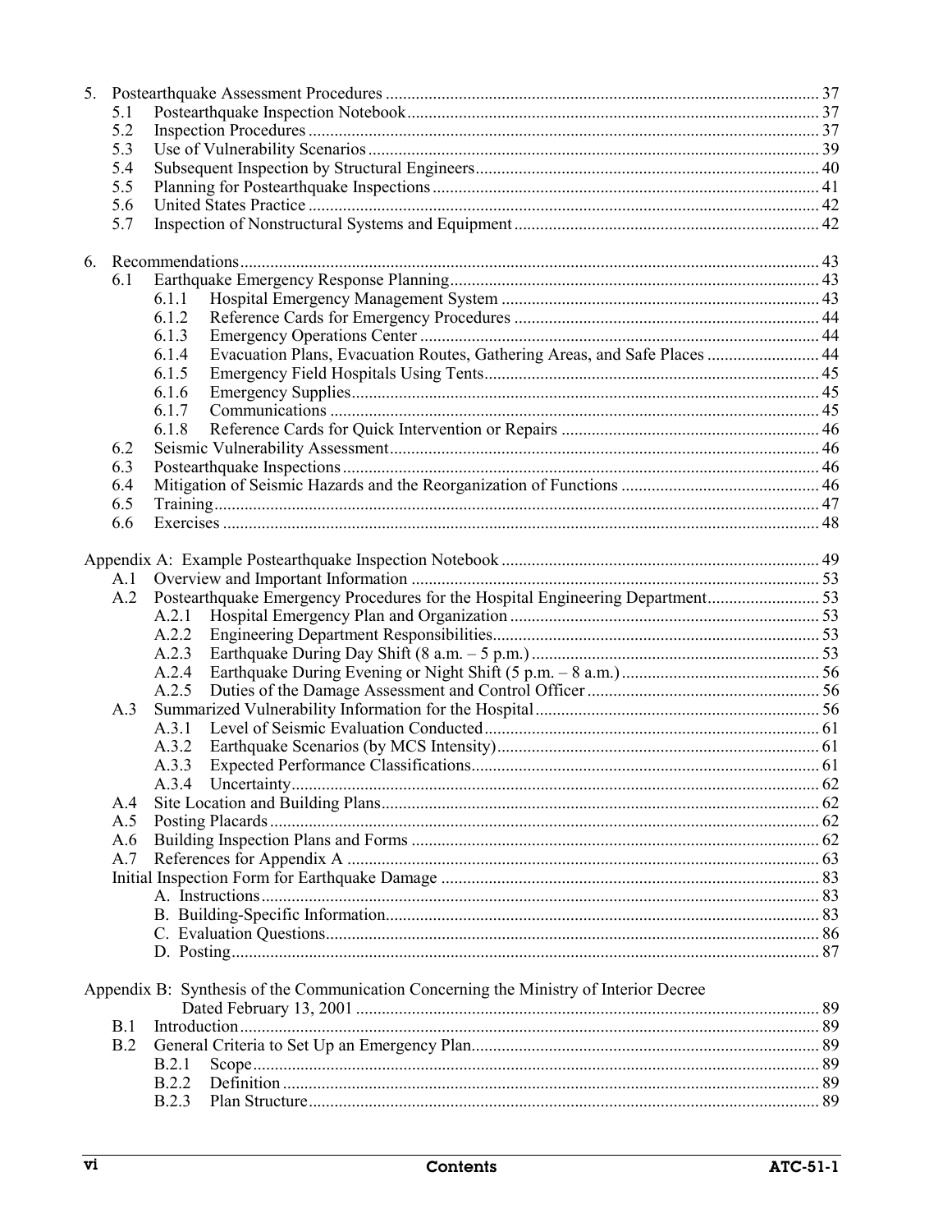5. Postearthquake Assessment Procedures ........ 37
   - 5.1 Postearthquake Inspection Notebook ........ 37
   - 5.2 Inspection Procedures ........ 37
   - 5.3 Use of Vulnerability Scenarios ........ 39
   - 5.4 Subsequent Inspection by Structural Engineers ........ 40
   - 5.5 Planning for Postearthquake Inspections ........ 41
   - 5.6 United States Practice ........ 42
   - 5.7 Inspection of Nonstructural Systems and Equipment ........ 42

6. Recommendations ........ 43
   - 6.1 Earthquake Emergency Response Planning ........ 43
     - 6.1.1 Hospital Emergency Management System ........ 43
     - 6.1.2 Reference Cards for Emergency Procedures ........ 44
     - 6.1.3 Emergency Operations Center ........ 44
     - 6.1.4 Evacuation Plans, Evacuation Routes, Gathering Areas, and Safe Places ........ 44
     - 6.1.5 Emergency Field Hospitals Using Tents ........ 45
     - 6.1.6 Emergency Supplies ........ 45
     - 6.1.7 Communications ........ 45
     - 6.1.8 Reference Cards for Quick Intervention or Repairs ........ 46
   - 6.2 Seismic Vulnerability Assessment ........ 46
   - 6.3 Postearthquake Inspections ........ 46
   - 6.4 Mitigation of Seismic Hazards and the Reorganization of Functions ........ 46
   - 6.5 Training ........ 47
   - 6.6 Exercises ........ 48

Appendix A: Example Postearthquake Inspection Notebook ........ 49
   - A.1 Overview and Important Information ........ 53
   - A.2 Postearthquake Emergency Procedures for the Hospital Engineering Department ........ 53
     - A.2.1 Hospital Emergency Plan and Organization ........ 53
     - A.2.2 Engineering Department Responsibilities ........ 53
     - A.2.3 Earthquake During Day Shift (8 a.m. – 5 p.m.) ........ 53
     - A.2.4 Earthquake During Evening or Night Shift (5 p.m. – 8 a.m.) ........ 56
     - A.2.5 Duties of the Damage Assessment and Control Officer ........ 56
   - A.3 Summarized Vulnerability Information for the Hospital ........ 56
     - A.3.1 Level of Seismic Evaluation Conducted ........ 61
     - A.3.2 Earthquake Scenarios (by MCS Intensity) ........ 61
     - A.3.3 Expected Performance Classifications ........ 61
     - A.3.4 Uncertainty ........ 62
   - A.4 Site Location and Building Plans ........ 62
   - A.5 Posting Placards ........ 62
   - A.6 Building Inspection Plans and Forms ........ 62
   - A.7 References for Appendix A ........ 63
   - Initial Inspection Form for Earthquake Damage ........ 83
     - A. Instructions ........ 83
     - B. Building-Specific Information ........ 83
     - C. Evaluation Questions ........ 86
     - D. Posting ........ 87

Appendix B: Synthesis of the Communication Concerning the Ministry of Interior Decree Dated February 13, 2001 ........ 89
   - B.1 Introduction ........ 89
   - B.2 General Criteria to Set Up an Emergency Plan ........ 89
     - B.2.1 Scope ........ 89
     - B.2.2 Definition ........ 89
     - B.2.3 Plan Structure ........ 89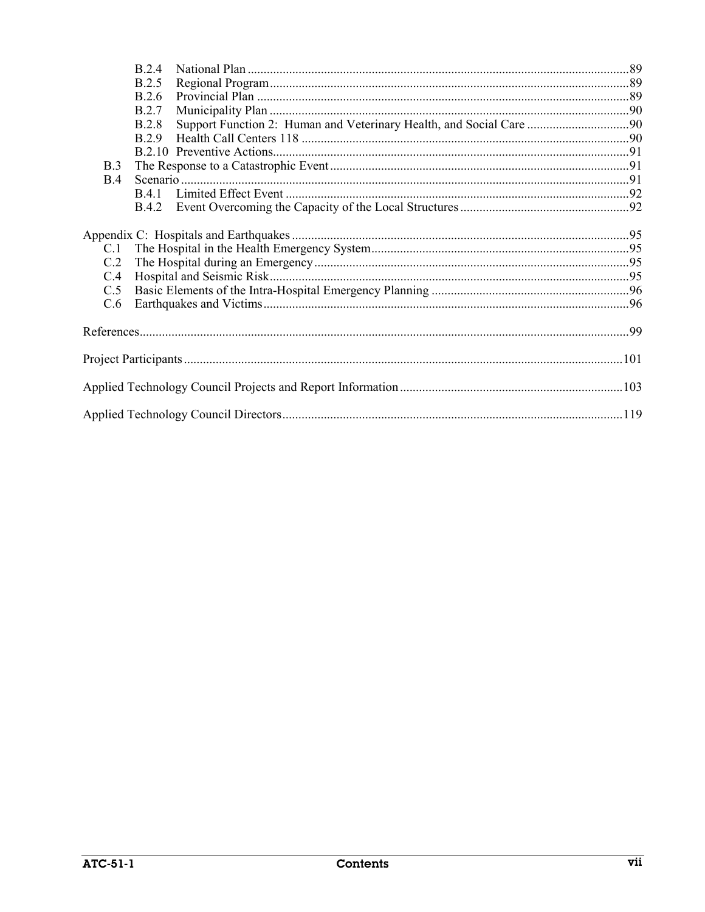B.2.4 National Plan ........................................................................................................89
B.2.5 Regional Program ................................................................................................89
B.2.6 Provincial Plan ....................................................................................................89
B.2.7 Municipality Plan ................................................................................................90
B.2.8 Support Function 2: Human and Veterinary Health, and Social Care ................................90
B.2.9 Health Call Centers 118 ......................................................................................90
B.2.10 Preventive Actions...............................................................................................91
B.3 The Response to a Catastrophic Event .............................................................................91
B.4 Scenario ...........................................................................................................................91
B.4.1 Limited Effect Event ...........................................................................................92
B.4.2 Event Overcoming the Capacity of the Local Structures .....................................................92

Appendix C: Hospitals and Earthquakes .........................................................................................95
C.1 The Hospital in the Health Emergency System................................................................95
C.2 The Hospital during an Emergency..................................................................................95
C.4 Hospital and Seismic Risk................................................................................................95
C.5 Basic Elements of the Intra-Hospital Emergency Planning .............................................96
C.6 Earthquakes and Victims..................................................................................................96

References........................................................................................................................................99

Project Participants ........................................................................................................................101

Applied Technology Council Projects and Report Information ......................................................103

Applied Technology Council Directors..........................................................................................119